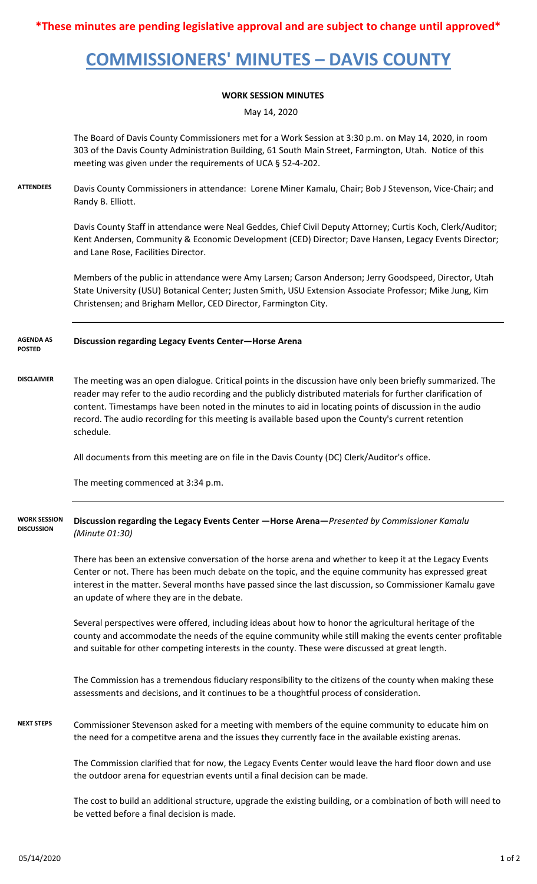**\*These minutes are pending legislative approval and are subject to change until approved\***

# COMMISSIONERS' MINUTES – DAVIS COUNTY

**WORK SESSION MINUTES**

May 14, 2020

The Board of Davis County Commissioners met for a Work Session at 3:30 p.m. on May 14, 2020, in room 303 of the Davis County Administration Building, 61 South Main Street, Farmington, Utah. Notice of this meeting was given under the requirements of UCA § 52-4-202.

**ATTENDEES**

Davis County Commissioners in attendance: Lorene Miner Kamalu, Chair; Bob J Stevenson, Vice-Chair; and Randy B. Elliott.

Davis County Staff in attendance were Neal Geddes, Chief Civil Deputy Attorney; Curtis Koch, Clerk/Auditor; Kent Andersen, Community & Economic Development (CED) Director; Dave Hansen, Legacy Events Director; and Lane Rose, Facilities Director.

Members of the public in attendance were Amy Larsen; Carson Anderson; Jerry Goodspeed, Director, Utah State University (USU) Botanical Center; Justen Smith, USU Extension Associate Professor; Mike Jung, Kim Christensen; and Brigham Mellor, CED Director, Farmington City.

**AGENDA AS POSTED**

**Discussion regarding Legacy Events Center—Horse Arena**

**DISCLAIMER**

The meeting was an open dialogue. Critical points in the discussion have only been briefly summarized. The reader may refer to the audio recording and the publicly distributed materials for further clarification of content. Timestamps have been noted in the minutes to aid in locating points of discussion in the audio record. The audio recording for this meeting is available based upon the County's current retention schedule.

All documents from this meeting are on file in the Davis County (DC) Clerk/Auditor's office.

The meeting commenced at 3:34 p.m.

**WORK SESSION DISCUSSION**

**Discussion regarding the Legacy Events Center —Horse Arena—***Presented by Commissioner Kamalu (Minute 01:30)*

There has been an extensive conversation of the horse arena and whether to keep it at the Legacy Events Center or not. There has been much debate on the topic, and the equine community has expressed great interest in the matter. Several months have passed since the last discussion, so Commissioner Kamalu gave an update of where they are in the debate.

Several perspectives were offered, including ideas about how to honor the agricultural heritage of the county and accommodate the needs of the equine community while still making the events center profitable and suitable for other competing interests in the county. These were discussed at great length.

The Commission has a tremendous fiduciary responsibility to the citizens of the county when making these assessments and decisions, and it continues to be a thoughtful process of consideration.

**NEXT STEPS**

Commissioner Stevenson asked for a meeting with members of the equine community to educate him on the need for a competitve arena and the issues they currently face in the available existing arenas.

The Commission clarified that for now, the Legacy Events Center would leave the hard floor down and use the outdoor arena for equestrian events until a final decision can be made.

The cost to build an additional structure, upgrade the existing building, or a combination of both will need to be vetted before a final decision is made.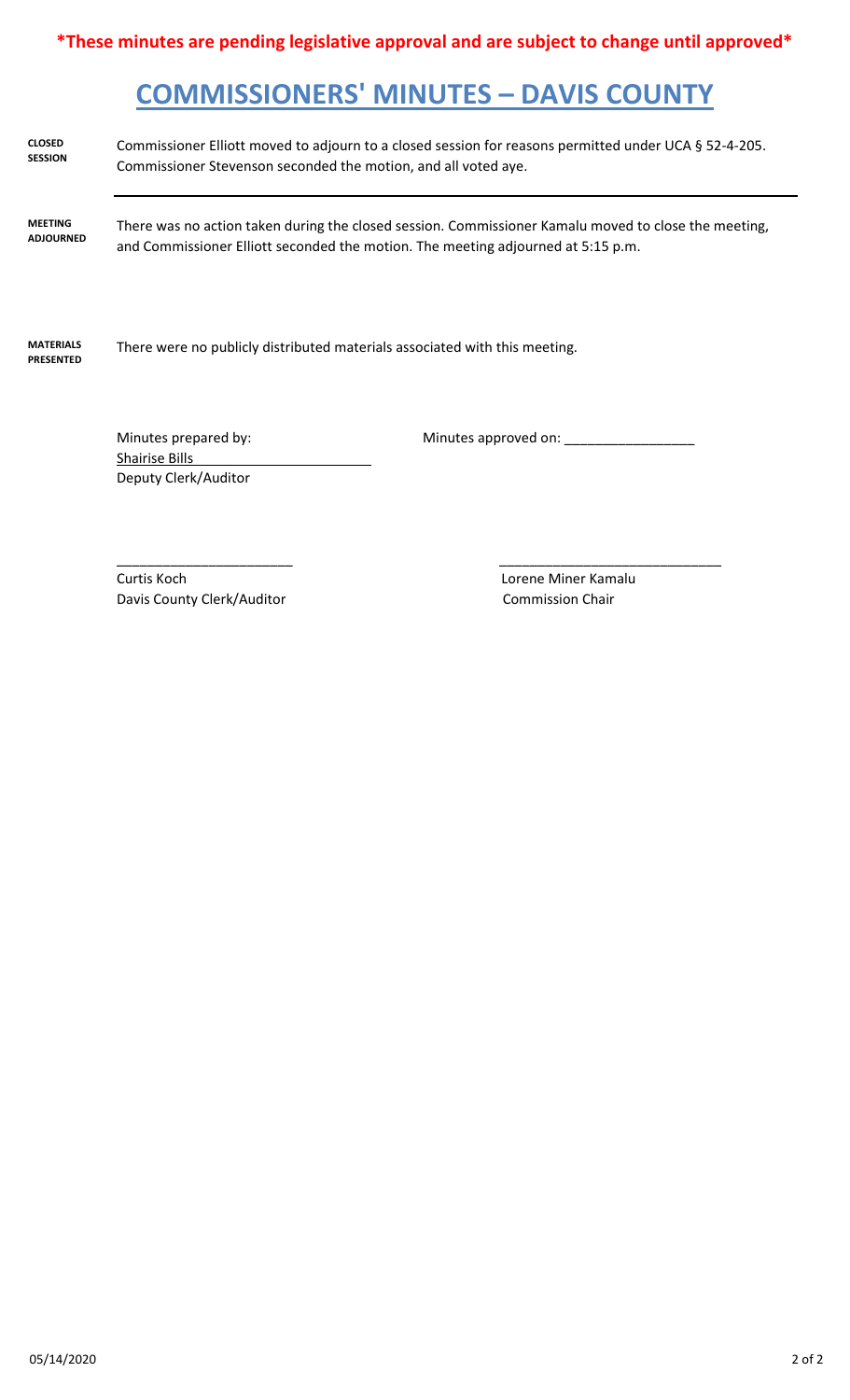**\*These minutes are pending legislative approval and are subject to change until approved\***

# COMMISSIONERS' MINUTES – DAVIS COUNTY

**CLOSED SESSION**

Commissioner Elliott moved to adjourn to a closed session for reasons permitted under UCA § 52-4-205. Commissioner Stevenson seconded the motion, and all voted aye.

---

**MEETING ADJOURNED**

There was no action taken during the closed session. Commissioner Kamalu moved to close the meeting, and Commissioner Elliott seconded the motion. The meeting adjourned at 5:15 p.m.

**MATERIALS PRESENTED**

There were no publicly distributed materials associated with this meeting.

Minutes prepared by:
Shairise Bills
Deputy Clerk/Auditor

Minutes approved on: _________________

_______________________
Curtis Koch
Davis County Clerk/Auditor

_____________________________
Lorene Miner Kamalu
Commission Chair

05/14/2020